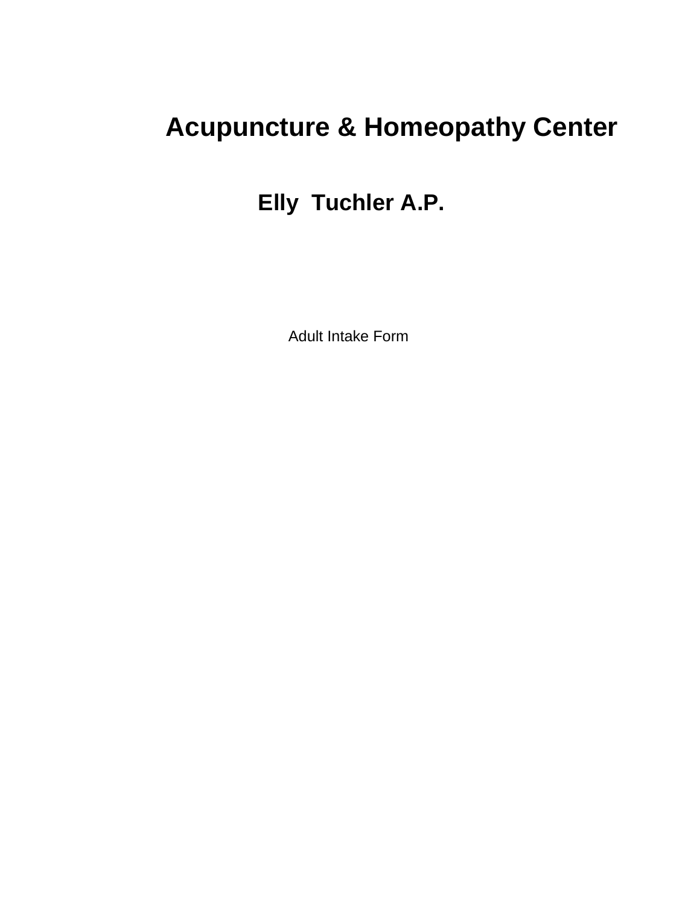# Acupuncture & Homeopathy Center

## Elly Tuchler A.P.

Adult Intake Form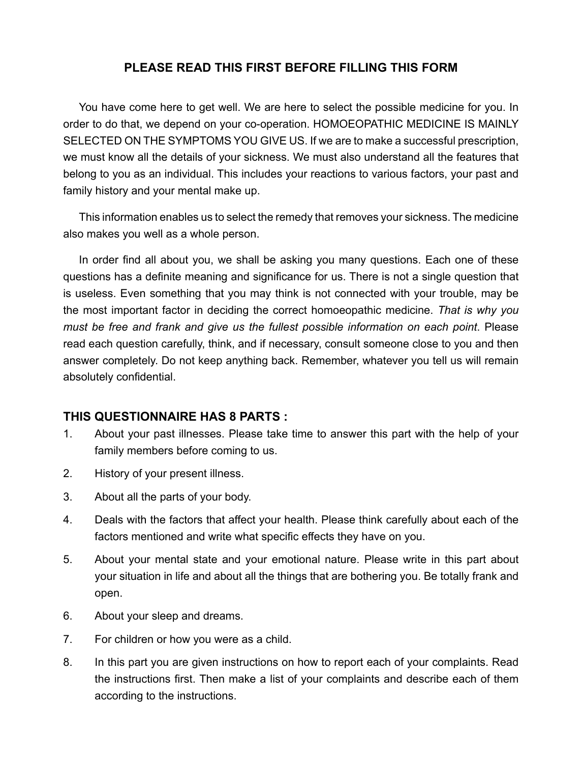## PLEASE READ THIS FIRST BEFORE FILLING THIS FORM

You have come here to get well. We are here to select the possible medicine for you. In order to do that, we depend on your co-operation. HOMOEOPATHIC MEDICINE IS MAINLY SELECTED ON THE SYMPTOMS YOU GIVE US. If we are to make a successful prescription, we must know all the details of your sickness. We must also understand all the features that belong to you as an individual. This includes your reactions to various factors, your past and family history and your mental make up.

This information enables us to select the remedy that removes your sickness. The medicine also makes you well as a whole person.

In order find all about you, we shall be asking you many questions. Each one of these questions has a definite meaning and significance for us. There is not a single question that is useless. Even something that you may think is not connected with your trouble, may be the most important factor in deciding the correct homoeopathic medicine. *That is why you must be free and frank and give us the fullest possible information on each point*. Please read each question carefully, think, and if necessary, consult someone close to you and then answer completely. Do not keep anything back. Remember, whatever you tell us will remain absolutely confidential.

### THIS QUESTIONNAIRE HAS 8 PARTS :

1. About your past illnesses. Please take time to answer this part with the help of your family members before coming to us.
2. History of your present illness.
3. About all the parts of your body.
4. Deals with the factors that affect your health. Please think carefully about each of the factors mentioned and write what specific effects they have on you.
5. About your mental state and your emotional nature. Please write in this part about your situation in life and about all the things that are bothering you. Be totally frank and open.
6. About your sleep and dreams.
7. For children or how you were as a child.
8. In this part you are given instructions on how to report each of your complaints. Read the instructions first. Then make a list of your complaints and describe each of them according to the instructions.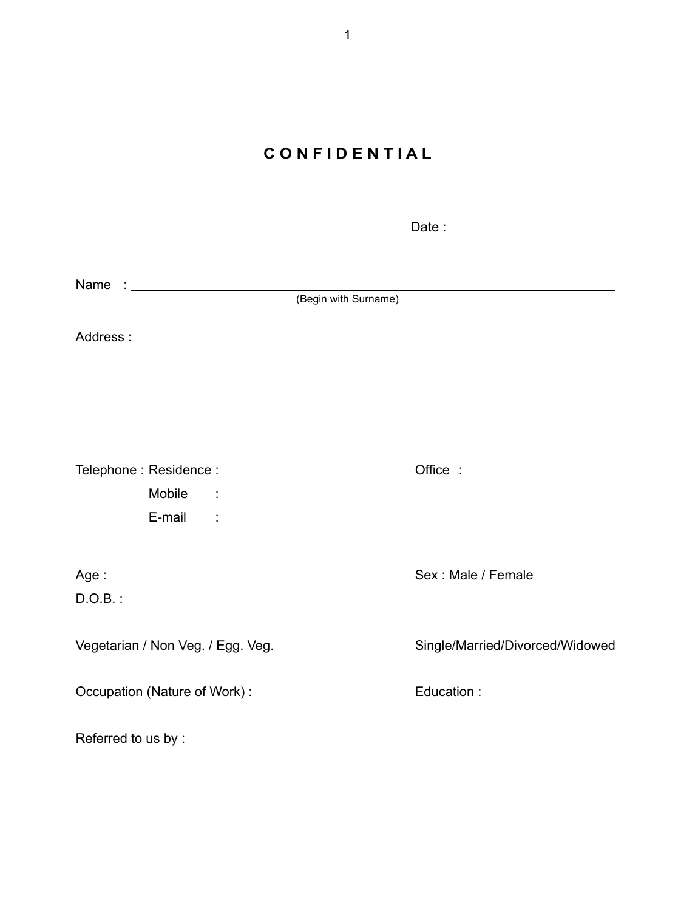# C O N F I D E N T I A L

Date :

Name : ______________________________________________
(Begin with Surname)

Address :

Telephone : Residence : 

Office :

Mobile :

E-mail :

Age :

Sex : Male / Female

D.O.B. :

Vegetarian / Non Veg. / Egg. Veg.

Single/Married/Divorced/Widowed

Occupation (Nature of Work) :

Education :

Referred to us by :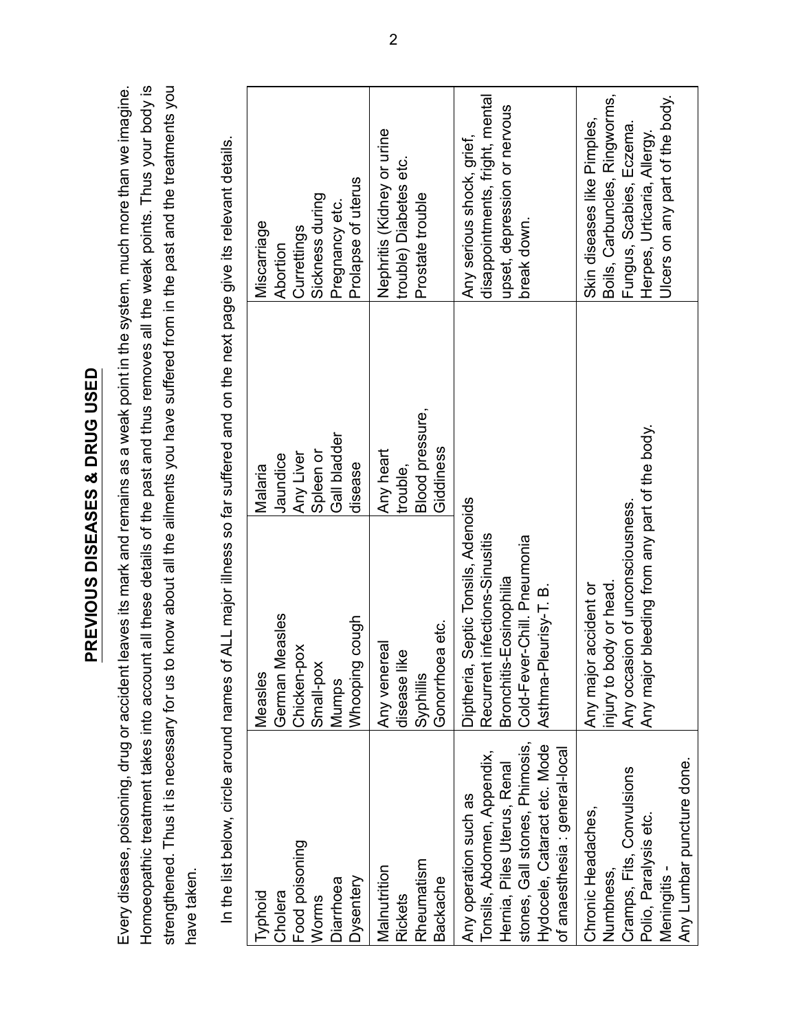# PREVIOUS DISEASES & DRUG USED

Every disease, poisoning, drug or accident leaves its mark and remains as a weak point in the system, much more than we imagine. Homoeopathic treatment takes into account all these details of the past and thus removes all the weak points. Thus your body is strengthened. Thus it is necessary for us to know about all the ailments you have suffered from in the past and the treatments you have taken.

In the list below, circle around names of ALL major illness so far suffered and on the next page give its relevant details.

| | | | |
|---|---|---|---|
| Typhoid<br>Cholera<br>Food poisoning<br>Worms<br>Diarrhoea<br>Dysentery | Measles<br>German Measles<br>Chicken-pox<br>Small-pox<br>Mumps<br>Whooping cough | Malaria<br>Jaundice<br>Any Liver<br>Spleen or<br>Gall bladder<br>disease | Miscarriage<br>Abortion<br>Currettings<br>Sickness during<br>Pregnancy etc.<br>Prolapse of uterus |
| Malnutrition<br>Rickets<br>Rheumatism<br>Backache | Any venereal<br>disease like<br>Syphillis<br>Gonorrhoea etc. | Any heart<br>trouble,<br>Blood pressure,<br>Giddiness | Nephritis (Kidney or urine<br>trouble) Diabetes etc.<br>Prostate trouble |
| Any operation such as<br>Tonsils, Abdomen, Appendix,<br>Hernia, Piles Uterus, Renal<br>stones, Gall stones, Phimosis,<br>Hydocele, Cataract etc. Mode<br>of anaesthesia : general-local | Diptheria, Septic Tonsils, Adenoids<br>Recurrent infections-Sinusitis<br>Bronchitis-Eosinophilia<br>Cold-Fever-Chill. Pneumonia<br>Asthma-Pleurisy-T. B. | | Any serious shock, grief,<br>disappointments, fright, mental<br>upset, depression or nervous<br>break down. |
| Chronic Headaches,<br>Numbness,<br>Cramps, Fits, Convulsions<br>Polio, Paralysis etc.<br>Meningitis -<br>Any Lumbar puncture done. | Any major accident or<br>injury to body or head.<br>Any occasion of unconsciousness.<br>Any major bleeding from any part of the body. | | Skin diseases like Pimples,<br>Boils, Carbuncles, Ringworms,<br>Fungus, Scabies, Eczema.<br>Herpes, Urticaria, Allergy.<br>Ulcers on any part of the body. |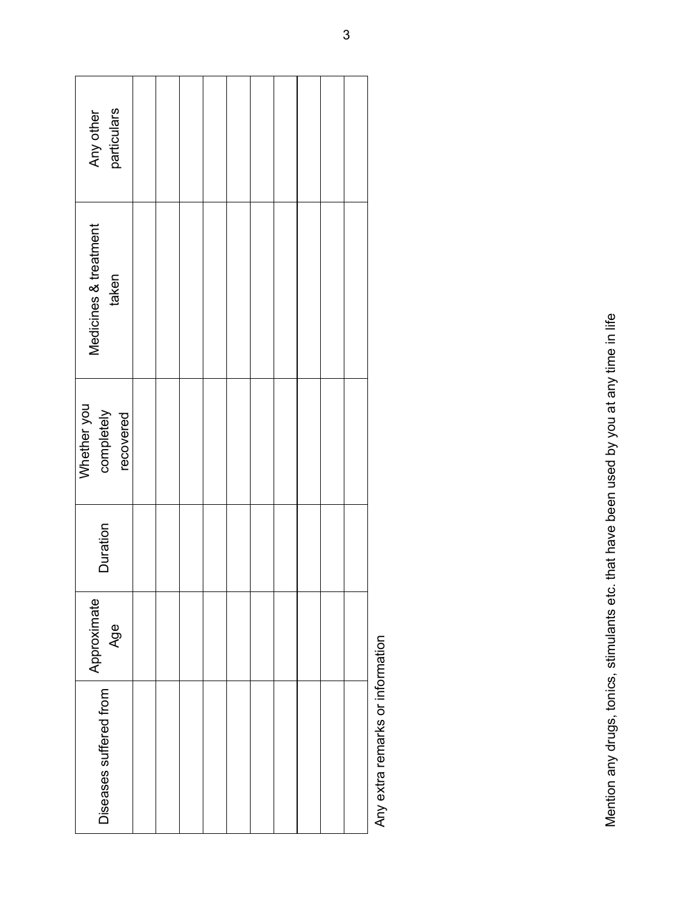| Diseases suffered from | Approximate Age | Duration | Whether you completely recovered | Medicines & treatment taken | Any other particulars |
|---|---|---|---|---|---|
| | | | | | |
| | | | | | |
| | | | | | |
| | | | | | |
| | | | | | |
| | | | | | |
| | | | | | |
| | | | | | |
| | | | | | |
| | | | | | |

Any extra remarks or information

Mention any drugs, tonics, stimulants etc. that have been used by you at any time in life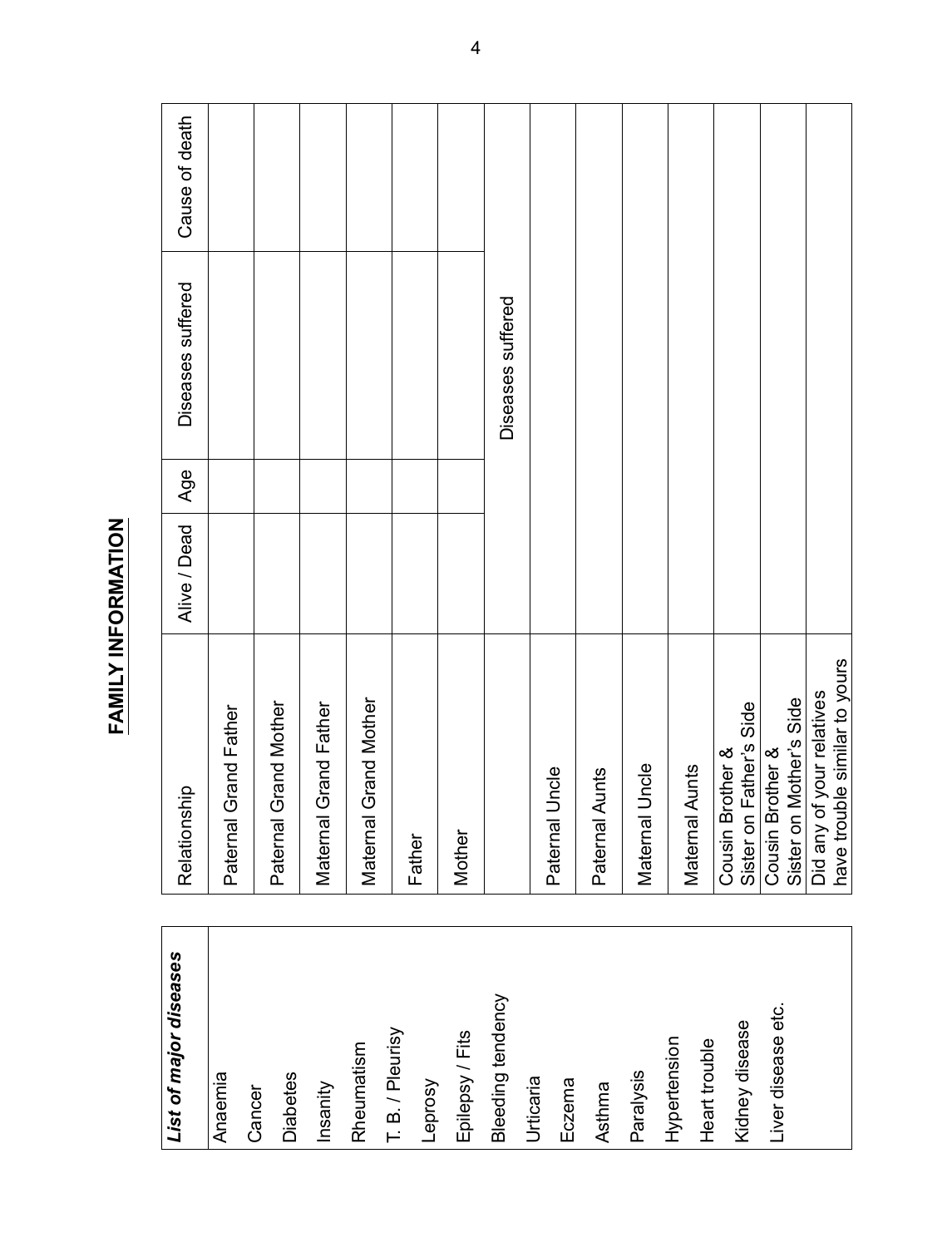# FAMILY INFORMATION

| *List of major diseases* |
| --- |
| Anaemia |
| Cancer |
| Diabetes |
| Insanity |
| Rheumatism |
| T. B. / Pleurisy |
| Leprosy |
| Epilepsy / Fits |
| Bleeding tendency |
| Urticaria |
| Eczema |
| Asthma |
| Paralysis |
| Hypertension |
| Heart trouble |
| Kidney disease |
| Liver disease etc. |

| Relationship | Alive / Dead | Age | Diseases suffered | Cause of death |
| --- | --- | --- | --- | --- |
| Paternal Grand Father | | | | |
| Paternal Grand Mother | | | | |
| Maternal Grand Father | | | | |
| Maternal Grand Mother | | | | |
| Father | | | | |
| Mother | | | | |
| | | | Diseases suffered | |
| Paternal Uncle | | | | |
| Paternal Aunts | | | | |
| Maternal Uncle | | | | |
| Maternal Aunts | | | | |
| Cousin Brother & Sister on Father's Side | | | | |
| Cousin Brother & Sister on Mother's Side | | | | |
| Did any of your relatives have trouble similar to yours | | | | |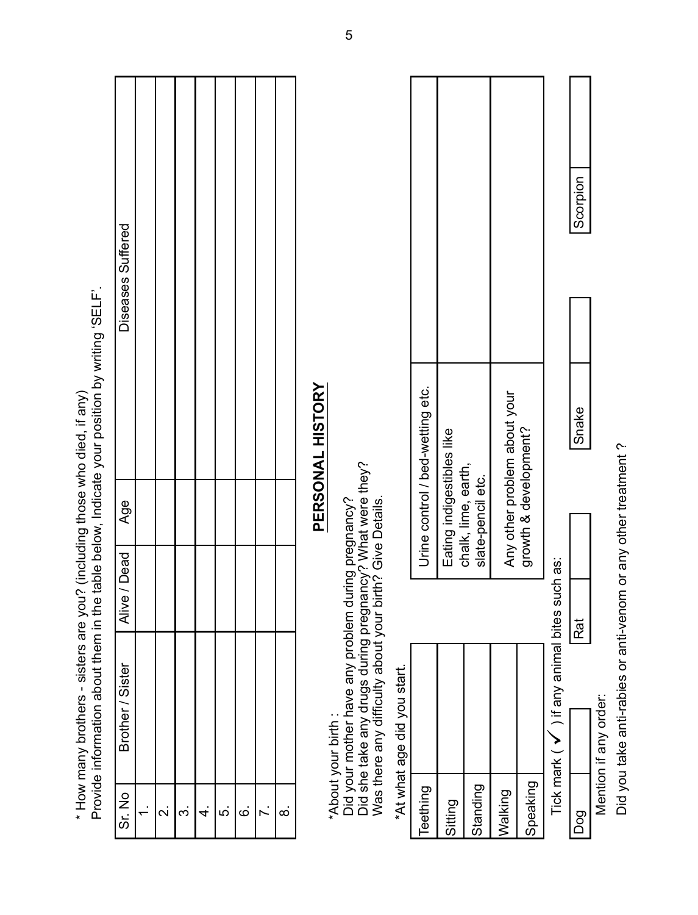* How many brothers - sisters are you? (including those who died, if any)
Provide information about them in the table below, Indicate your position by writing 'SELF'.

| Sr. No | Brother / Sister | Alive / Dead | Age | Diseases Suffered |
|---|---|---|---|---|
| 1. | | | | |
| 2. | | | | |
| 3. | | | | |
| 4. | | | | |
| 5. | | | | |
| 6. | | | | |
| 7. | | | | |
| 8. | | | | |

## PERSONAL HISTORY

*About your birth :
Did your mother have any problem during pregnancy?
Did she take any drugs during pregnancy? What were they?
Was there any difficulty about your birth? Give Details.

*At what age did you start.

| | |
|---|---|
| Teething | |
| Sitting | |
| Standing | |
| Walking | |
| Speaking | |

| | |
|---|---|
| Urine control / bed-wetting etc. | |
| Eating indigestibles like chalk, lime, earth, slate-pencil etc. | |
| Any other problem about your growth & development? | |

Tick mark ( ✓ ) if any animal bites such as:

| | | | | | | | |
|---|---|---|---|---|---|---|---|
| Dog | | Rat | | Snake | | Scorpion | |

Mention if any order:

Did you take anti-rabies or anti-venom or any other treatment ?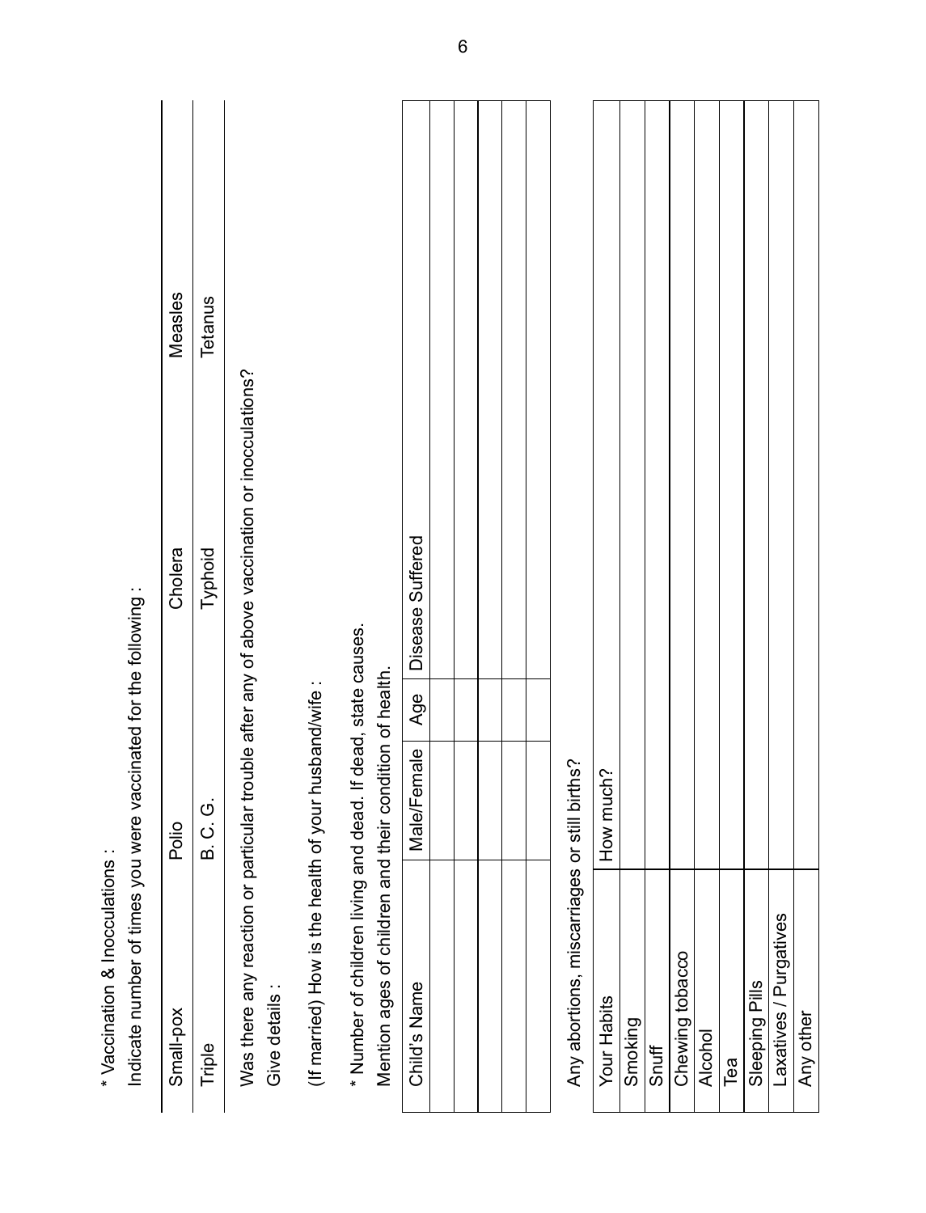\* Vaccination & Inocculations :

Indicate number of times you were vaccinated for the following :

| Small-pox | Polio | Cholera | Measles |
|---|---|---|---|
| Triple | B. C. G. | Typhoid | Tetanus |

Was there any reaction or particular trouble after any of above vaccination or inocculations?

Give details :

(If married) How is the health of your husband/wife :

\* Number of children living and dead. If dead, state causes.

Mention ages of children and their condition of health.

| Child's Name | Male/Female | Age | Disease Suffered |
|---|---|---|---|
| | | | |
| | | | |
| | | | |
| | | | |
| | | | |

Any abortions, miscarriages or still births?

| Your Habits | How much? |
|---|---|
| Smoking | |
| Snuff | |
| Chewing tobacco | |
| Alcohol | |
| Tea | |
| Sleeping Pills | |
| Laxatives / Purgatives | |
| Any other | |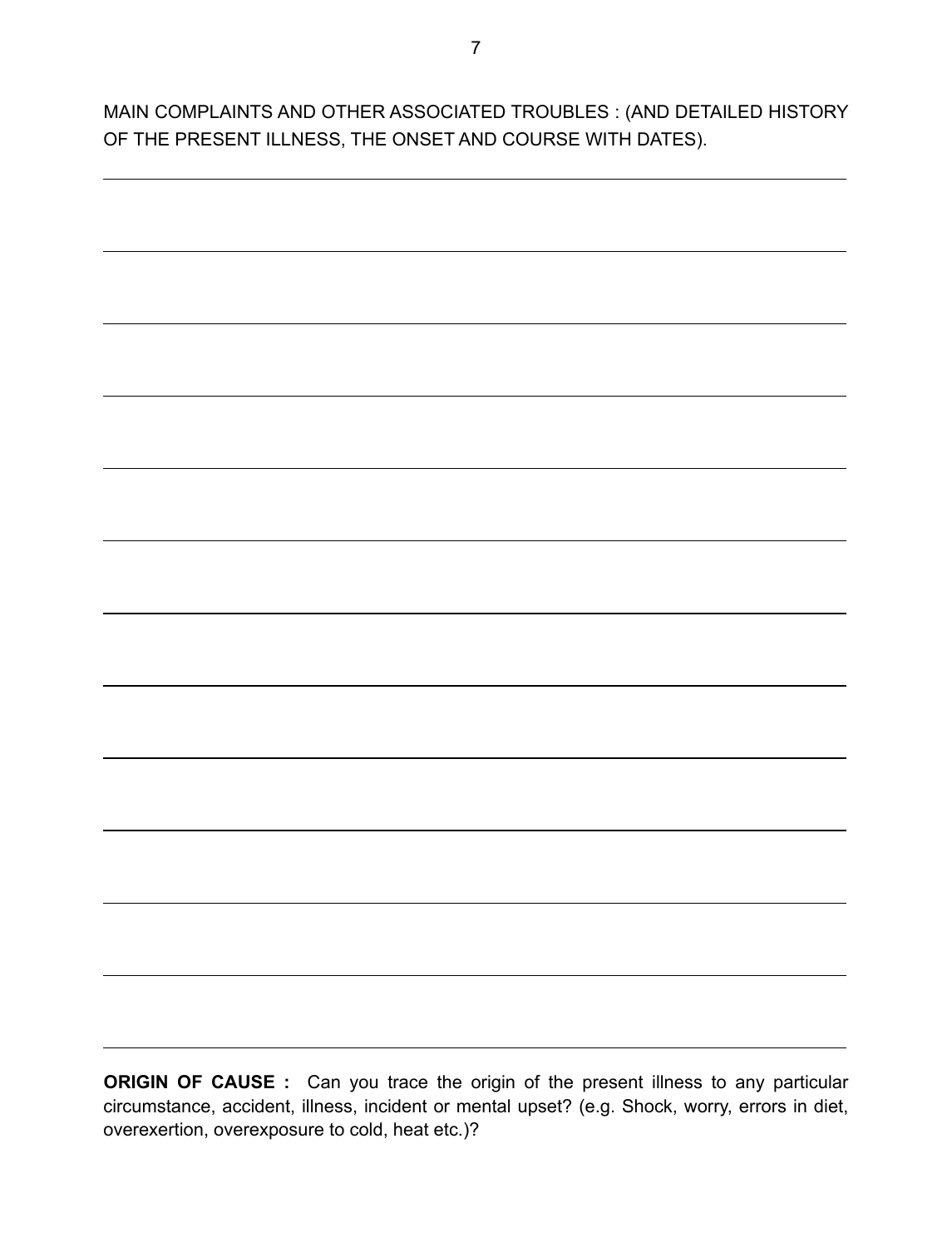MAIN COMPLAINTS AND OTHER ASSOCIATED TROUBLES : (AND DETAILED HISTORY OF THE PRESENT ILLNESS, THE ONSET AND COURSE WITH DATES).

**ORIGIN OF CAUSE :** Can you trace the origin of the present illness to any particular circumstance, accident, illness, incident or mental upset? (e.g. Shock, worry, errors in diet, overexertion, overexposure to cold, heat etc.)?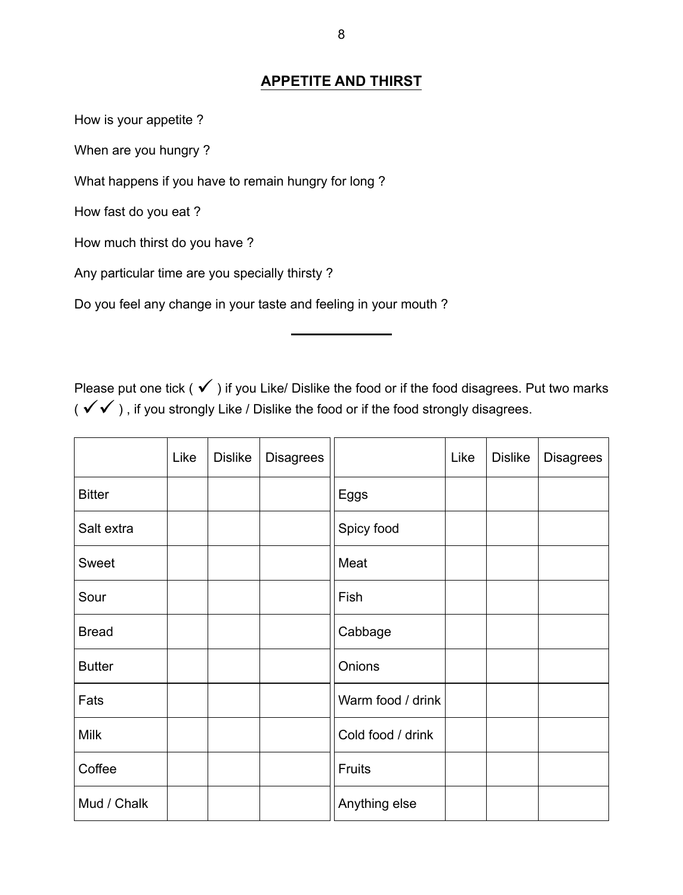## APPETITE AND THIRST

How is your appetite ?

When are you hungry ?

What happens if you have to remain hungry for long ?

How fast do you eat ?

How much thirst do you have ?

Any particular time are you specially thirsty ?

Do you feel any change in your taste and feeling in your mouth ?

---

Please put one tick ( ✓ ) if you Like/ Dislike the food or if the food disagrees. Put two marks ( ✓✓ ) , if you strongly Like / Dislike the food or if the food strongly disagrees.

| | Like | Dislike | Disagrees | | Like | Dislike | Disagrees |
|---|---|---|---|---|---|---|---|
| Bitter | | | | Eggs | | | |
| Salt extra | | | | Spicy food | | | |
| Sweet | | | | Meat | | | |
| Sour | | | | Fish | | | |
| Bread | | | | Cabbage | | | |
| Butter | | | | Onions | | | |
| Fats | | | | Warm food / drink | | | |
| Milk | | | | Cold food / drink | | | |
| Coffee | | | | Fruits | | | |
| Mud / Chalk | | | | Anything else | | | |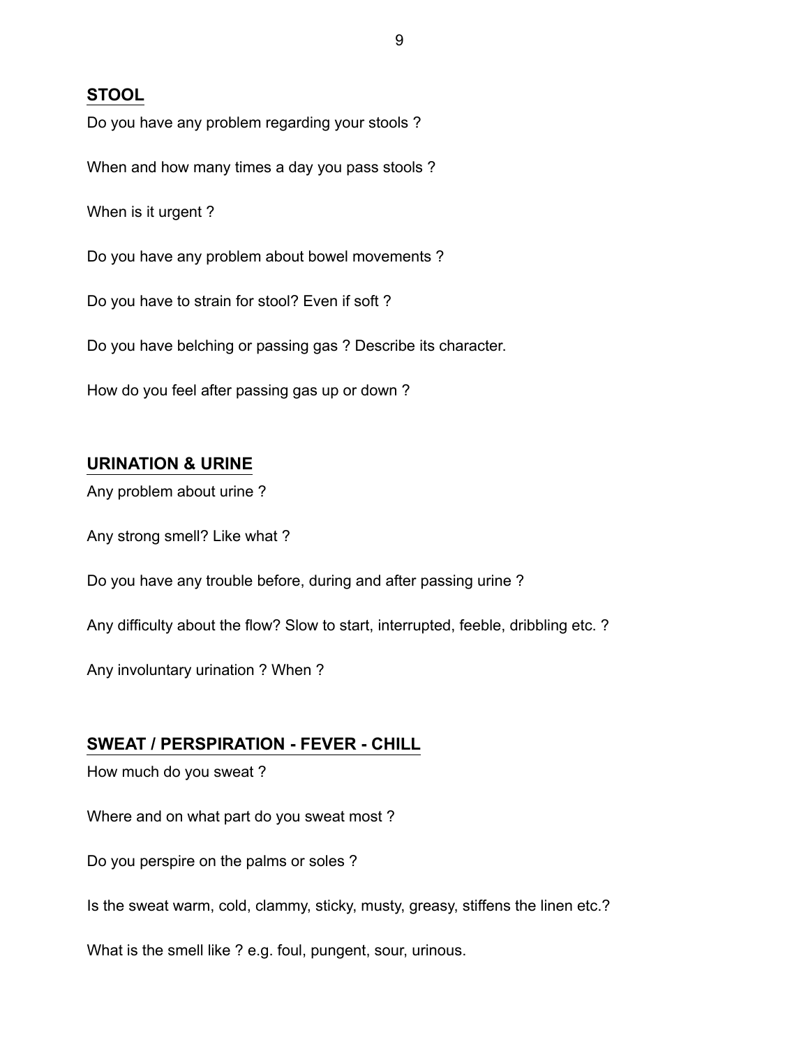## STOOL

Do you have any problem regarding your stools ?

When and how many times a day you pass stools ?

When is it urgent ?

Do you have any problem about bowel movements ?

Do you have to strain for stool? Even if soft ?

Do you have belching or passing gas ? Describe its character.

How do you feel after passing gas up or down ?

## URINATION & URINE

Any problem about urine ?

Any strong smell? Like what ?

Do you have any trouble before, during and after passing urine ?

Any difficulty about the flow? Slow to start, interrupted, feeble, dribbling etc. ?

Any involuntary urination ? When ?

## SWEAT / PERSPIRATION - FEVER - CHILL

How much do you sweat ?

Where and on what part do you sweat most ?

Do you perspire on the palms or soles ?

Is the sweat warm, cold, clammy, sticky, musty, greasy, stiffens the linen etc.?

What is the smell like ? e.g. foul, pungent, sour, urinous.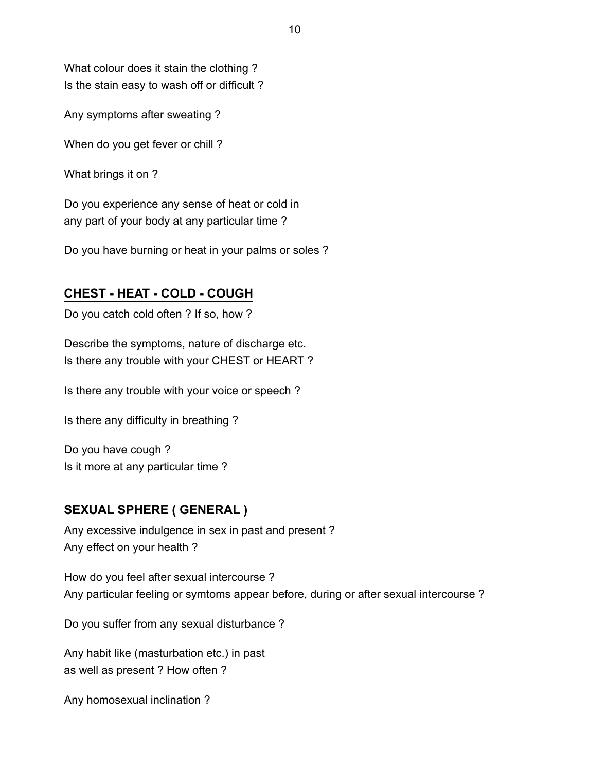What colour does it stain the clothing ?
Is the stain easy to wash off or difficult ?

Any symptoms after sweating ?

When do you get fever or chill ?

What brings it on ?

Do you experience any sense of heat or cold in
any part of your body at any particular time ?

Do you have burning or heat in your palms or soles ?

## CHEST - HEAT - COLD - COUGH

Do you catch cold often ? If so, how ?

Describe the symptoms, nature of discharge etc.
Is there any trouble with your CHEST or HEART ?

Is there any trouble with your voice or speech ?

Is there any difficulty in breathing ?

Do you have cough ?
Is it more at any particular time ?

## SEXUAL SPHERE ( GENERAL )

Any excessive indulgence in sex in past and present ?
Any effect on your health ?

How do you feel after sexual intercourse ?
Any particular feeling or symtoms appear before, during or after sexual intercourse ?

Do you suffer from any sexual disturbance ?

Any habit like (masturbation etc.) in past
as well as present ? How often ?

Any homosexual inclination ?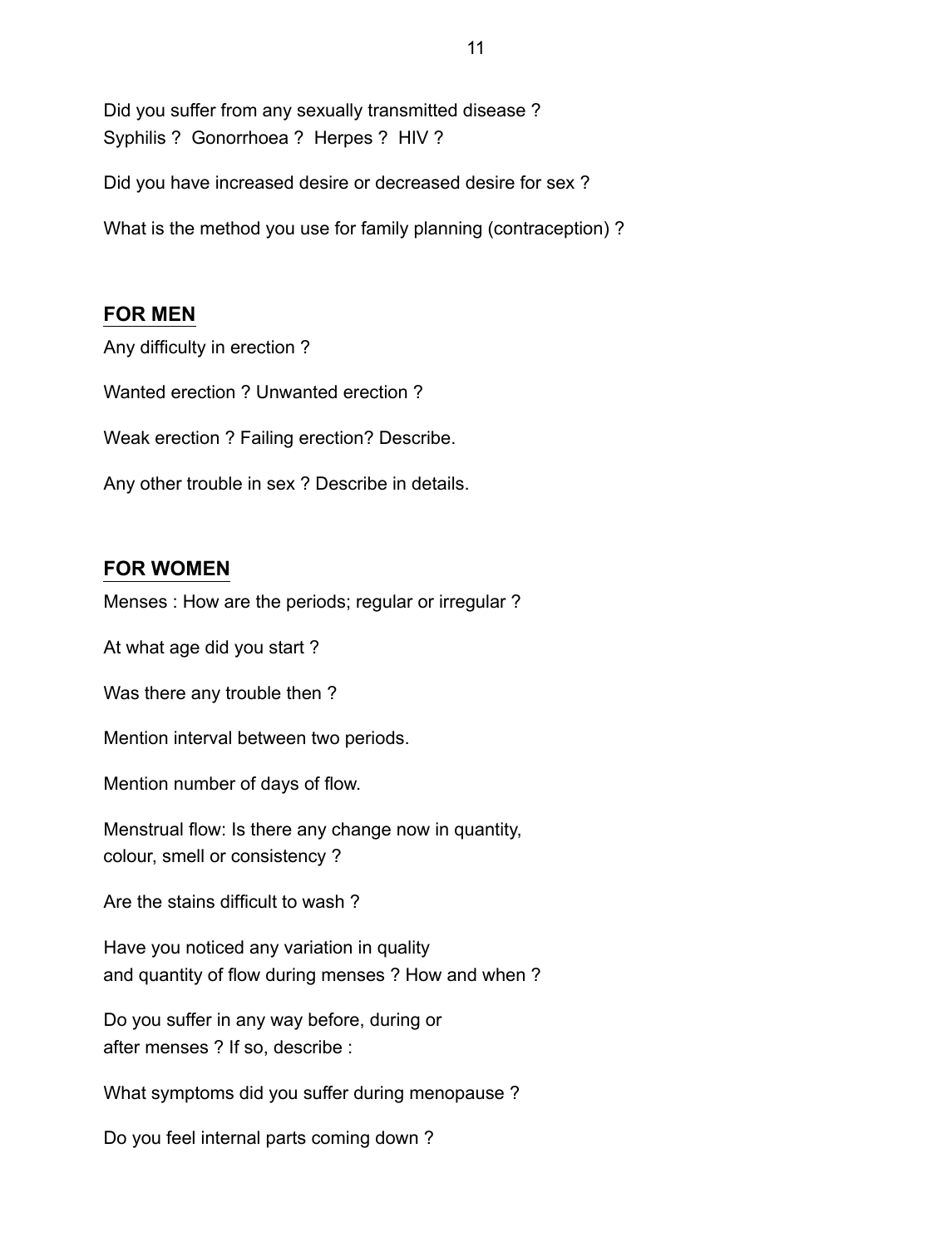Did you suffer from any sexually transmitted disease ?
Syphilis ? Gonorrhoea ? Herpes ? HIV ?

Did you have increased desire or decreased desire for sex ?

What is the method you use for family planning (contraception) ?

## FOR MEN

Any difficulty in erection ?

Wanted erection ? Unwanted erection ?

Weak erection ? Failing erection? Describe.

Any other trouble in sex ? Describe in details.

## FOR WOMEN

Menses : How are the periods; regular or irregular ?

At what age did you start ?

Was there any trouble then ?

Mention interval between two periods.

Mention number of days of flow.

Menstrual flow: Is there any change now in quantity,
colour, smell or consistency ?

Are the stains difficult to wash ?

Have you noticed any variation in quality
and quantity of flow during menses ? How and when ?

Do you suffer in any way before, during or
after menses ? If so, describe :

What symptoms did you suffer during menopause ?

Do you feel internal parts coming down ?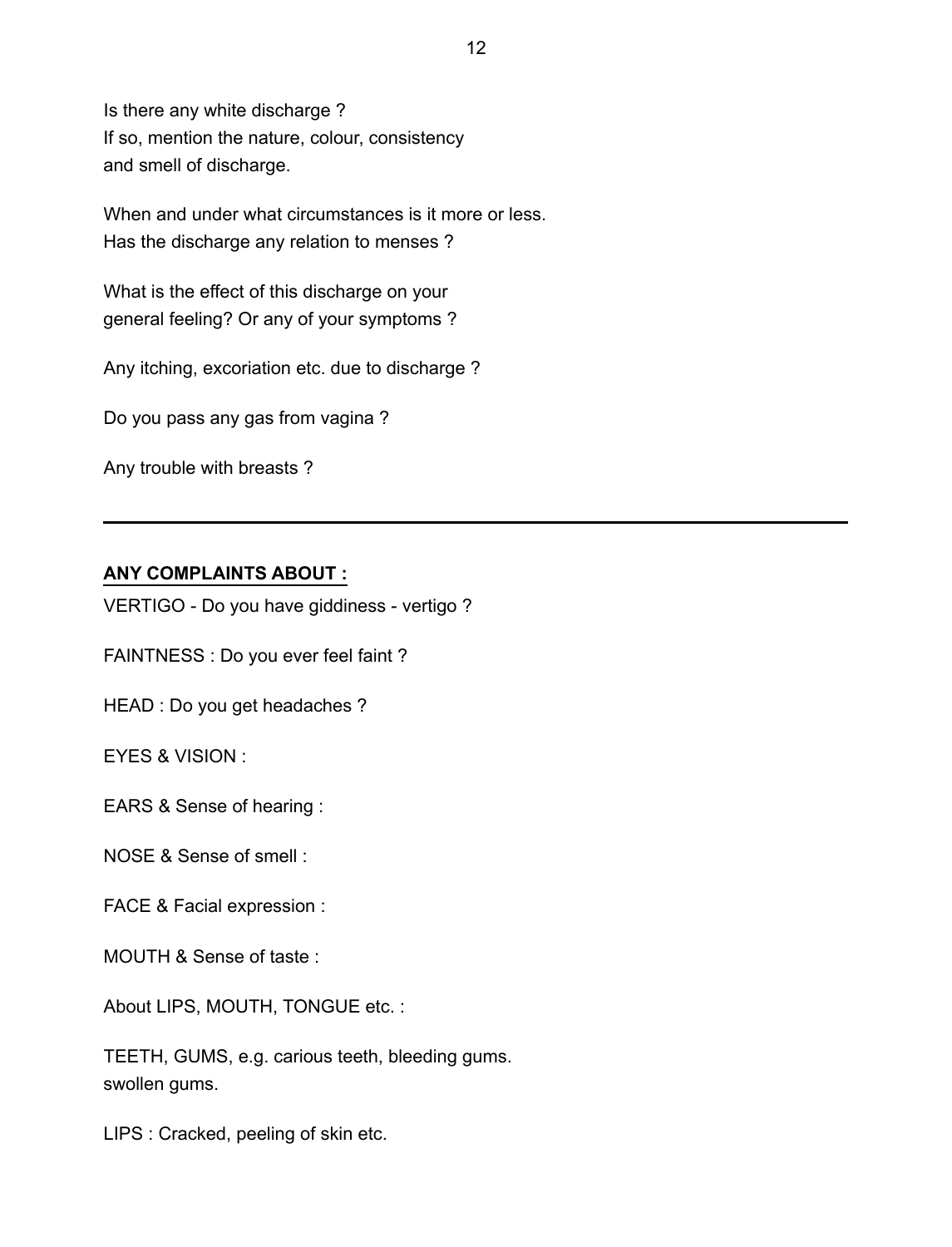Is there any white discharge ?
If so, mention the nature, colour, consistency
and smell of discharge.

When and under what circumstances is it more or less.
Has the discharge any relation to menses ?

What is the effect of this discharge on your
general feeling? Or any of your symptoms ?

Any itching, excoriation etc. due to discharge ?

Do you pass any gas from vagina ?

Any trouble with breasts ?

---

**ANY COMPLAINTS ABOUT :**

VERTIGO - Do you have giddiness - vertigo ?

FAINTNESS : Do you ever feel faint ?

HEAD : Do you get headaches ?

EYES & VISION :

EARS & Sense of hearing :

NOSE & Sense of smell :

FACE & Facial expression :

MOUTH & Sense of taste :

About LIPS, MOUTH, TONGUE etc. :

TEETH, GUMS, e.g. carious teeth, bleeding gums.
swollen gums.

LIPS : Cracked, peeling of skin etc.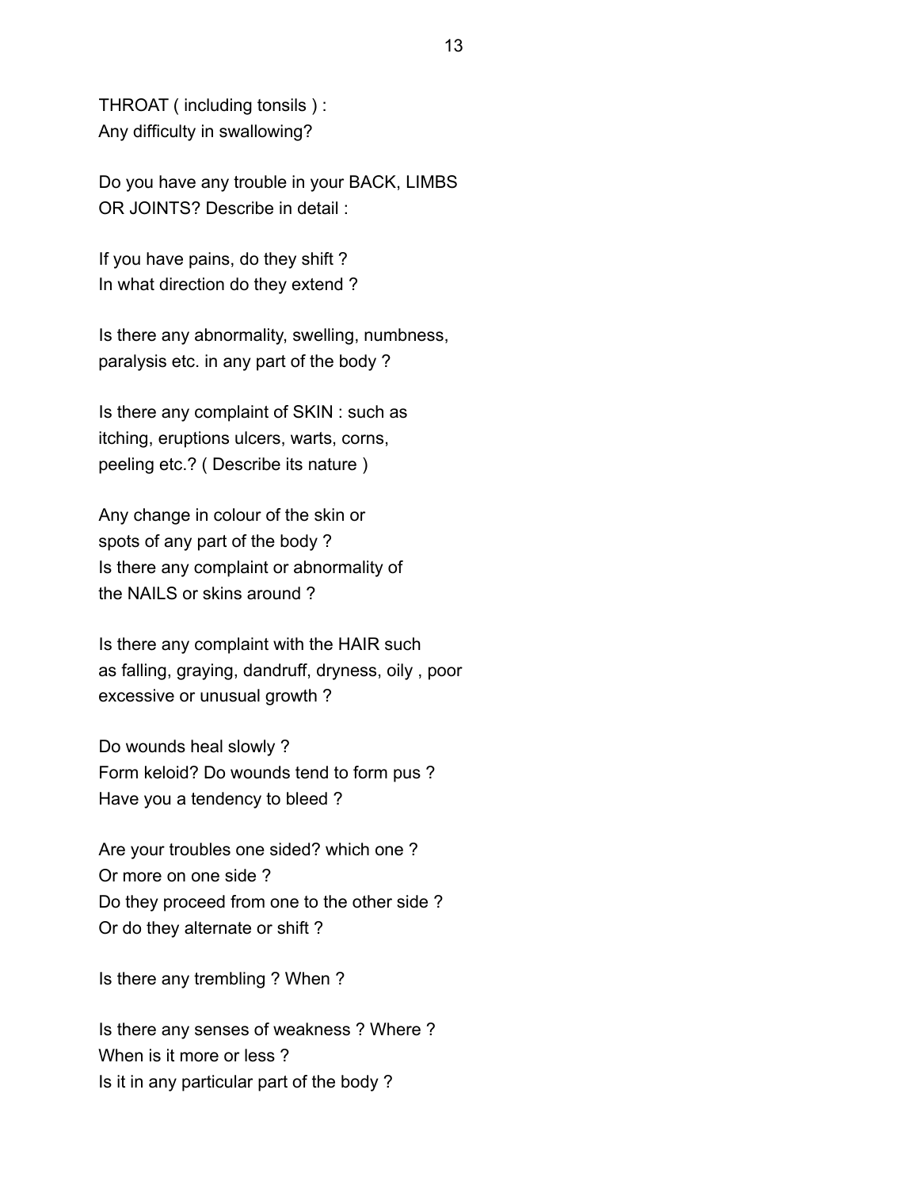THROAT ( including tonsils ) :
Any difficulty in swallowing?

Do you have any trouble in your BACK, LIMBS OR JOINTS? Describe in detail :

If you have pains, do they shift ?
In what direction do they extend ?

Is there any abnormality, swelling, numbness, paralysis etc. in any part of the body ?

Is there any complaint of SKIN : such as itching, eruptions ulcers, warts, corns, peeling etc.? ( Describe its nature )

Any change in colour of the skin or spots of any part of the body ?
Is there any complaint or abnormality of the NAILS or skins around ?

Is there any complaint with the HAIR such as falling, graying, dandruff, dryness, oily , poor excessive or unusual growth ?

Do wounds heal slowly ?
Form keloid? Do wounds tend to form pus ?
Have you a tendency to bleed ?

Are your troubles one sided? which one ?
Or more on one side ?
Do they proceed from one to the other side ?
Or do they alternate or shift ?

Is there any trembling ? When ?

Is there any senses of weakness ? Where ?
When is it more or less ?
Is it in any particular part of the body ?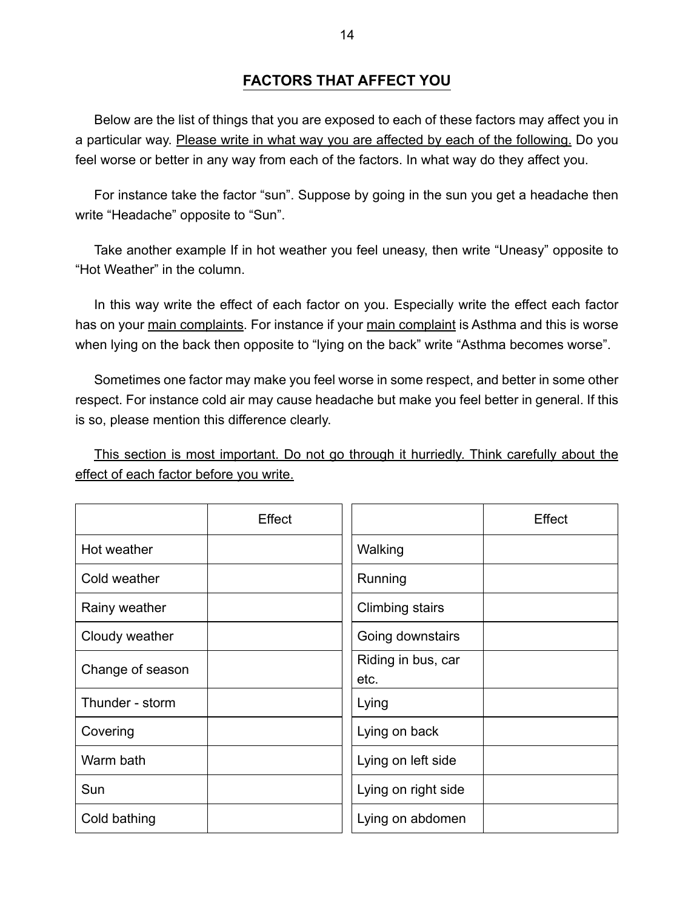## FACTORS THAT AFFECT YOU

Below are the list of things that you are exposed to each of these factors may affect you in a particular way. Please write in what way you are affected by each of the following. Do you feel worse or better in any way from each of the factors. In what way do they affect you.

For instance take the factor "sun". Suppose by going in the sun you get a headache then write "Headache" opposite to "Sun".

Take another example If in hot weather you feel uneasy, then write "Uneasy" opposite to "Hot Weather" in the column.

In this way write the effect of each factor on you. Especially write the effect each factor has on your main complaints. For instance if your main complaint is Asthma and this is worse when lying on the back then opposite to "lying on the back" write "Asthma becomes worse".

Sometimes one factor may make you feel worse in some respect, and better in some other respect. For instance cold air may cause headache but make you feel better in general. If this is so, please mention this difference clearly.

This section is most important. Do not go through it hurriedly. Think carefully about the effect of each factor before you write.

| | Effect |
|---|---|
| Hot weather | |
| Cold weather | |
| Rainy weather | |
| Cloudy weather | |
| Change of season | |
| Thunder - storm | |
| Covering | |
| Warm bath | |
| Sun | |
| Cold bathing | |

| | Effect |
|---|---|
| Walking | |
| Running | |
| Climbing stairs | |
| Going downstairs | |
| Riding in bus, car etc. | |
| Lying | |
| Lying on back | |
| Lying on left side | |
| Lying on right side | |
| Lying on abdomen | |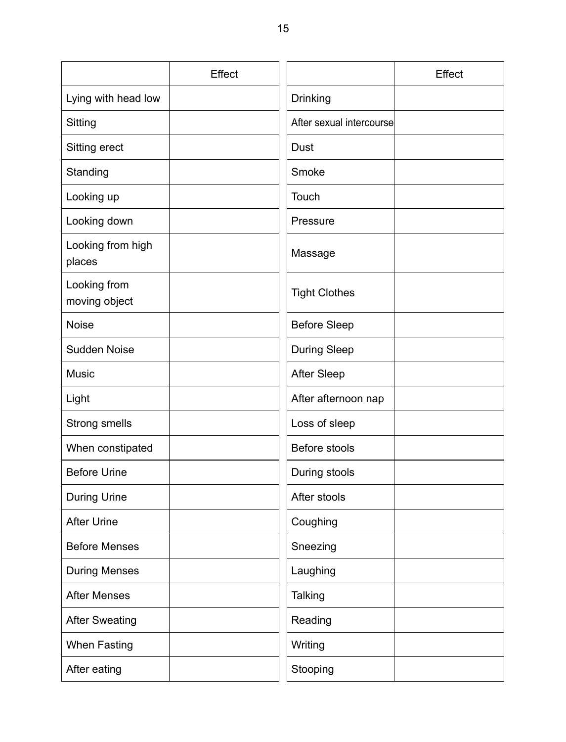| | Effect |
|---|---|
| Lying with head low | |
| Sitting | |
| Sitting erect | |
| Standing | |
| Looking up | |
| Looking down | |
| Looking from high places | |
| Looking from moving object | |
| Noise | |
| Sudden Noise | |
| Music | |
| Light | |
| Strong smells | |
| When constipated | |
| Before Urine | |
| During Urine | |
| After Urine | |
| Before Menses | |
| During Menses | |
| After Menses | |
| After Sweating | |
| When Fasting | |
| After eating | |

| | Effect |
|---|---|
| Drinking | |
| After sexual intercourse | |
| Dust | |
| Smoke | |
| Touch | |
| Pressure | |
| Massage | |
| Tight Clothes | |
| Before Sleep | |
| During Sleep | |
| After Sleep | |
| After afternoon nap | |
| Loss of sleep | |
| Before stools | |
| During stools | |
| After stools | |
| Coughing | |
| Sneezing | |
| Laughing | |
| Talking | |
| Reading | |
| Writing | |
| Stooping | |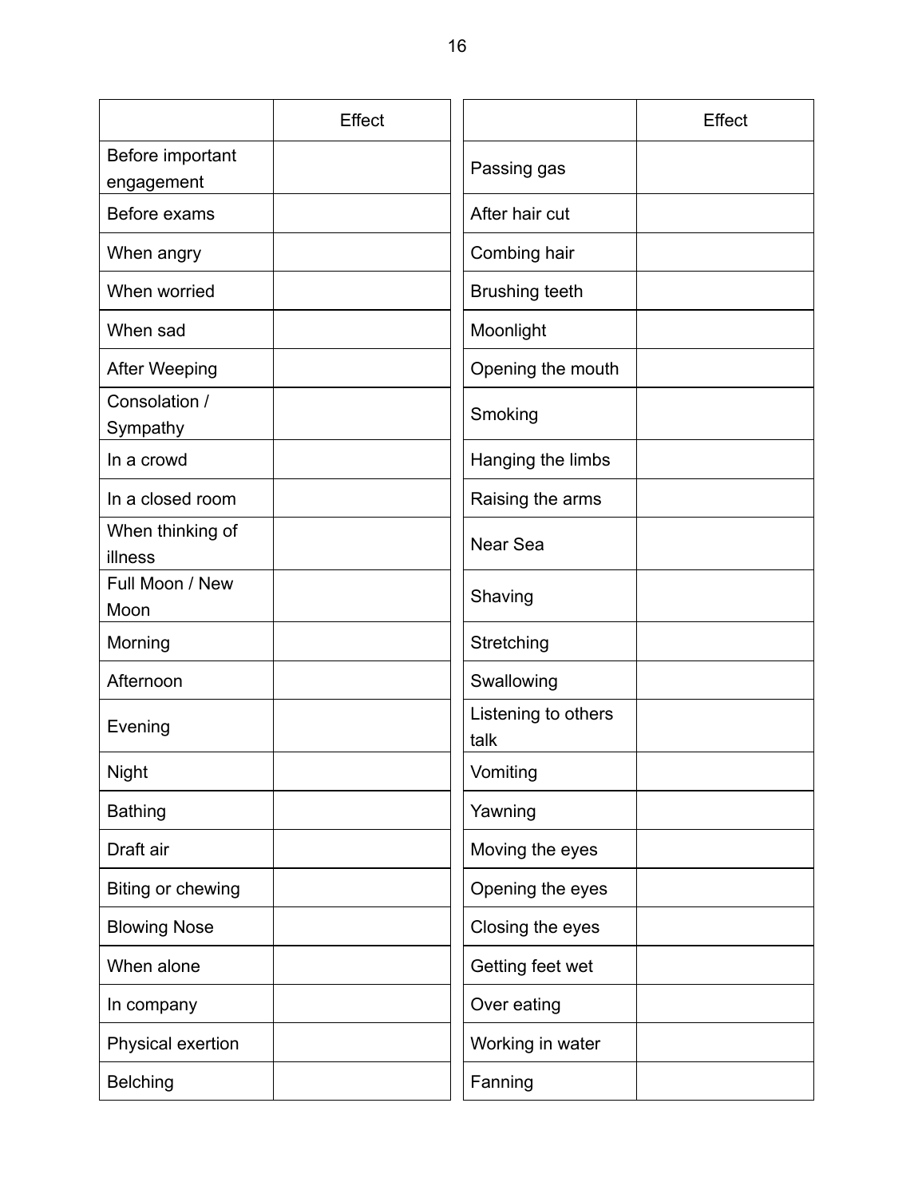| | Effect |
|---|---|
| Before important engagement | |
| Before exams | |
| When angry | |
| When worried | |
| When sad | |
| After Weeping | |
| Consolation / Sympathy | |
| In a crowd | |
| In a closed room | |
| When thinking of illness | |
| Full Moon / New Moon | |
| Morning | |
| Afternoon | |
| Evening | |
| Night | |
| Bathing | |
| Draft air | |
| Biting or chewing | |
| Blowing Nose | |
| When alone | |
| In company | |
| Physical exertion | |
| Belching | |

| | Effect |
|---|---|
| Passing gas | |
| After hair cut | |
| Combing hair | |
| Brushing teeth | |
| Moonlight | |
| Opening the mouth | |
| Smoking | |
| Hanging the limbs | |
| Raising the arms | |
| Near Sea | |
| Shaving | |
| Stretching | |
| Swallowing | |
| Listening to others talk | |
| Vomiting | |
| Yawning | |
| Moving the eyes | |
| Opening the eyes | |
| Closing the eyes | |
| Getting feet wet | |
| Over eating | |
| Working in water | |
| Fanning | |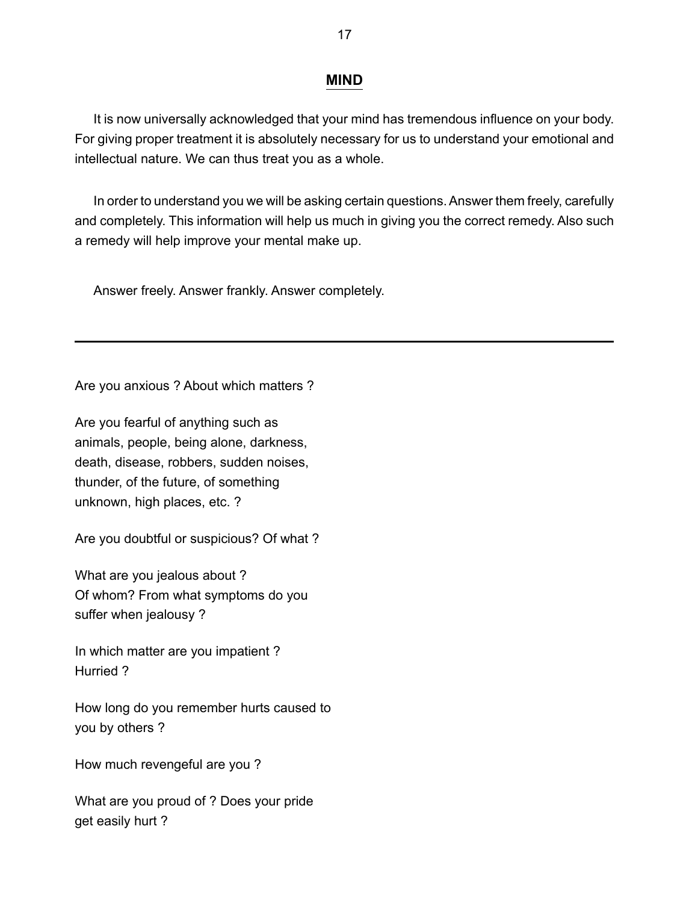## MIND

It is now universally acknowledged that your mind has tremendous influence on your body. For giving proper treatment it is absolutely necessary for us to understand your emotional and intellectual nature. We can thus treat you as a whole.

In order to understand you we will be asking certain questions. Answer them freely, carefully and completely. This information will help us much in giving you the correct remedy. Also such a remedy will help improve your mental make up.

Answer freely. Answer frankly. Answer completely.

---

Are you anxious ? About which matters ?

Are you fearful of anything such as animals, people, being alone, darkness, death, disease, robbers, sudden noises, thunder, of the future, of something unknown, high places, etc. ?

Are you doubtful or suspicious? Of what ?

What are you jealous about ? Of whom? From what symptoms do you suffer when jealousy ?

In which matter are you impatient ? Hurried ?

How long do you remember hurts caused to you by others ?

How much revengeful are you ?

What are you proud of ? Does your pride get easily hurt ?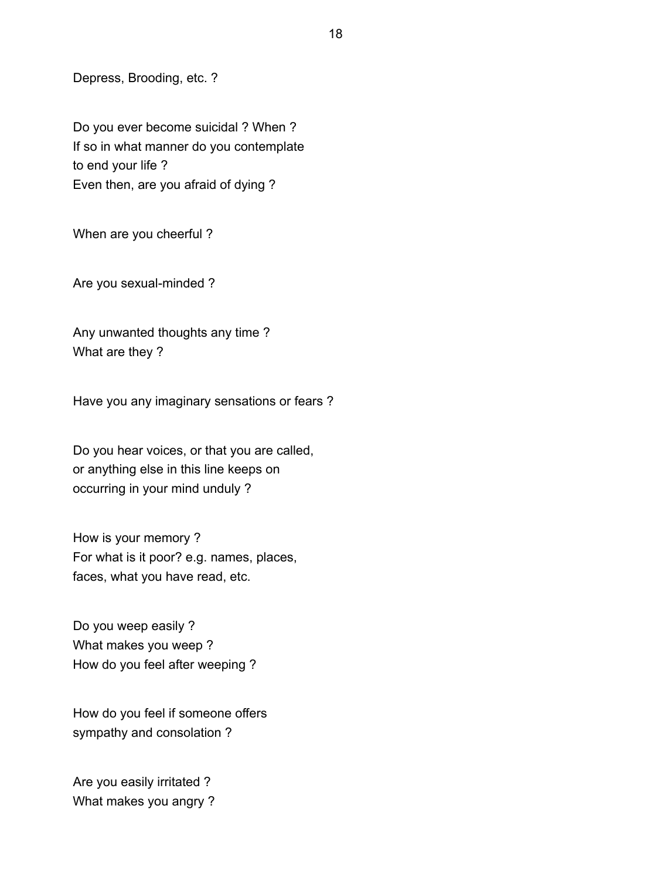Depress, Brooding, etc. ?

Do you ever become suicidal ? When ?
If so in what manner do you contemplate
to end your life ?
Even then, are you afraid of dying ?

When are you cheerful ?

Are you sexual-minded ?

Any unwanted thoughts any time ?
What are they ?

Have you any imaginary sensations or fears ?

Do you hear voices, or that you are called,
or anything else in this line keeps on
occurring in your mind unduly ?

How is your memory ?
For what is it poor? e.g. names, places,
faces, what you have read, etc.

Do you weep easily ?
What makes you weep ?
How do you feel after weeping ?

How do you feel if someone offers
sympathy and consolation ?

Are you easily irritated ?
What makes you angry ?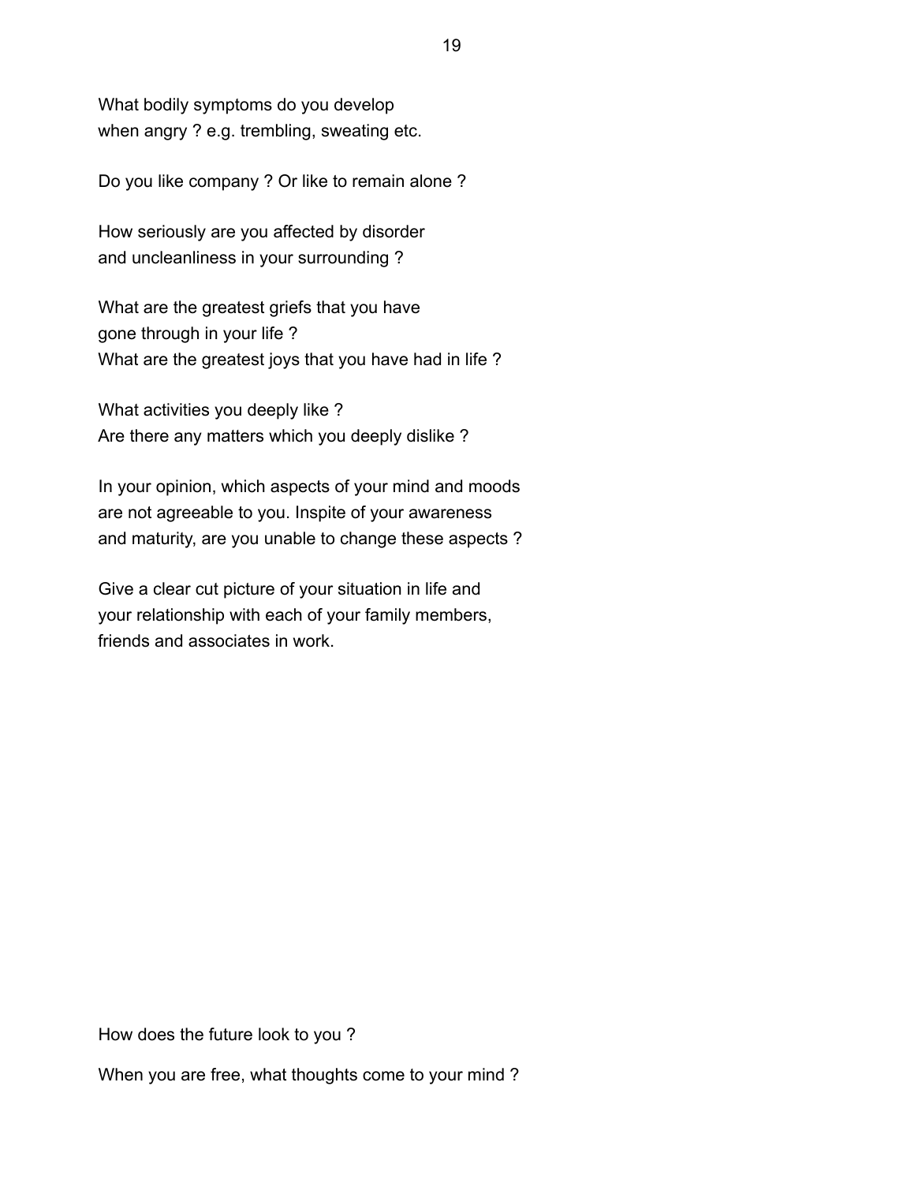What bodily symptoms do you develop
when angry ? e.g. trembling, sweating etc.

Do you like company ? Or like to remain alone ?

How seriously are you affected by disorder
and uncleanliness in your surrounding ?

What are the greatest griefs that you have
gone through in your life ?
What are the greatest joys that you have had in life ?

What activities you deeply like ?
Are there any matters which you deeply dislike ?

In your opinion, which aspects of your mind and moods
are not agreeable to you. Inspite of your awareness
and maturity, are you unable to change these aspects ?

Give a clear cut picture of your situation in life and
your relationship with each of your family members,
friends and associates in work.

How does the future look to you ?

When you are free, what thoughts come to your mind ?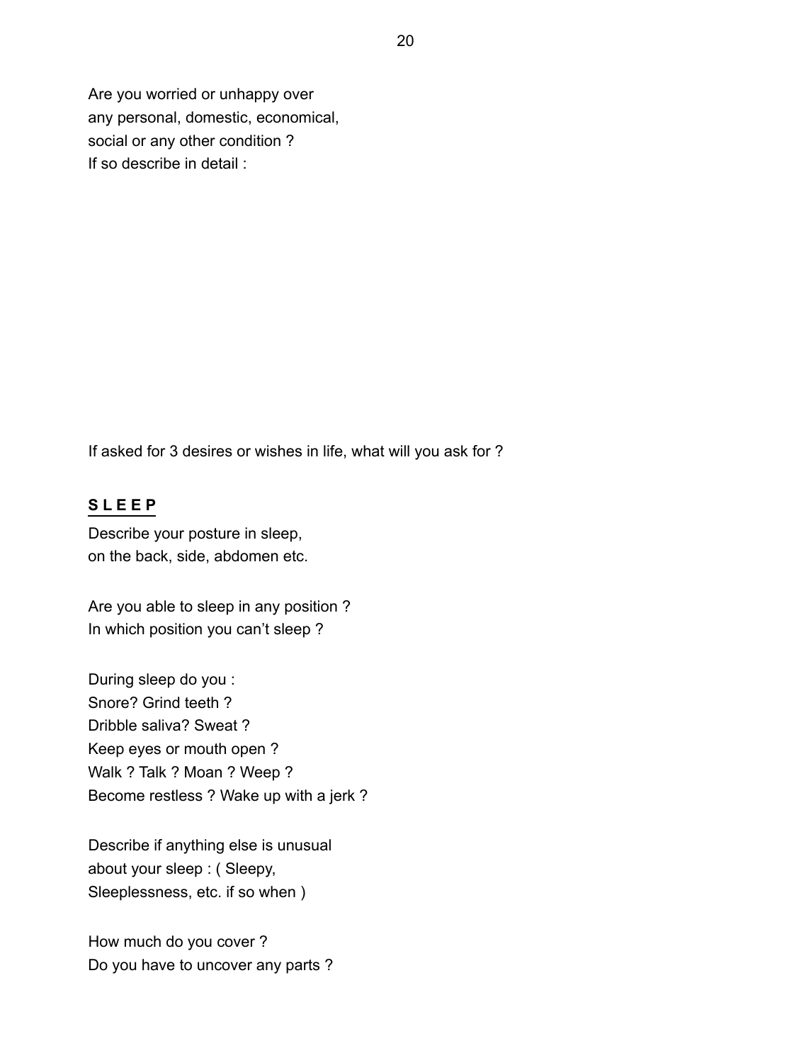Are you worried or unhappy over
any personal, domestic, economical,
social or any other condition ?
If so describe in detail :

If asked for 3 desires or wishes in life, what will you ask for ?

## **SLEEP**

Describe your posture in sleep,
on the back, side, abdomen etc.

Are you able to sleep in any position ?
In which position you can't sleep ?

During sleep do you :
Snore? Grind teeth ?
Dribble saliva? Sweat ?
Keep eyes or mouth open ?
Walk ? Talk ? Moan ? Weep ?
Become restless ? Wake up with a jerk ?

Describe if anything else is unusual
about your sleep : ( Sleepy,
Sleeplessness, etc. if so when )

How much do you cover ?
Do you have to uncover any parts ?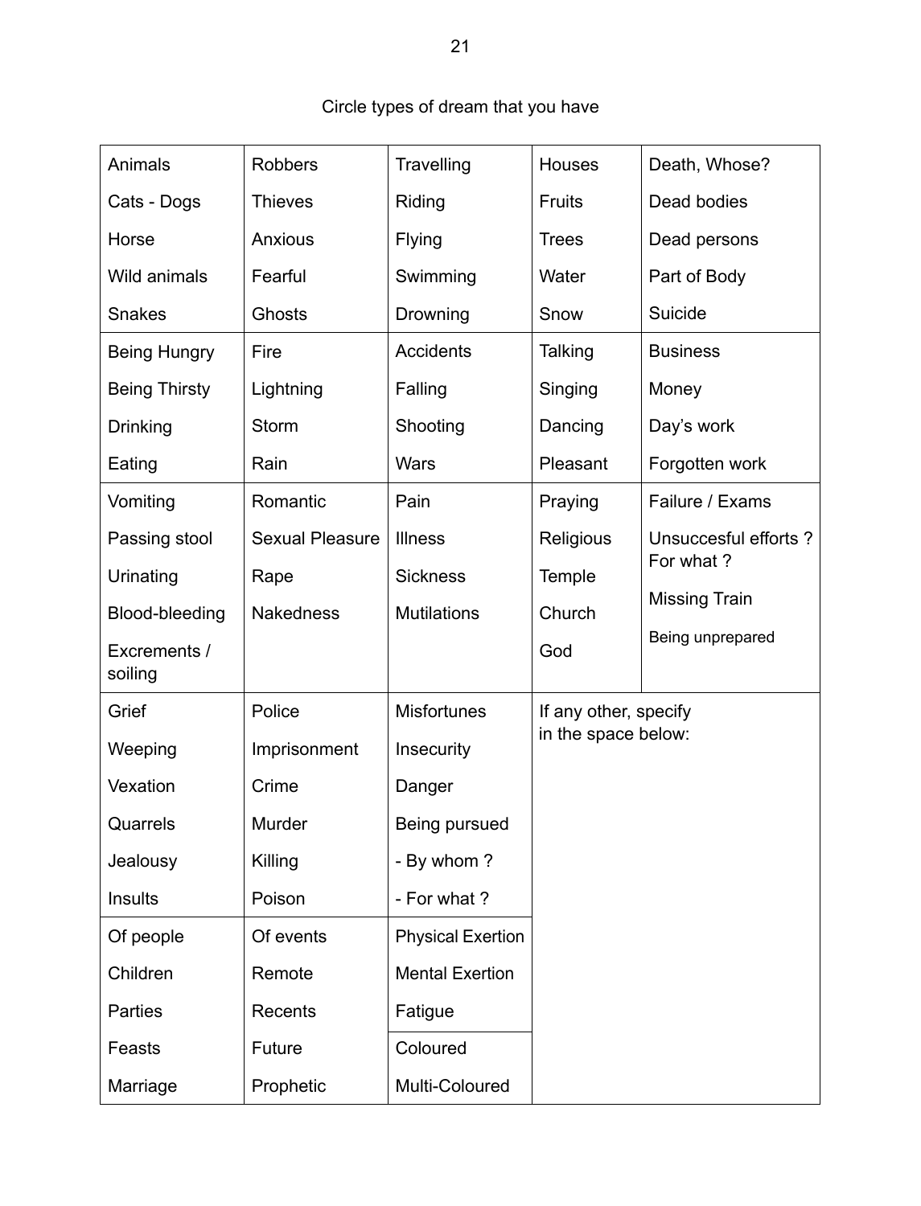Circle types of dream that you have

| | | | | |
|---|---|---|---|---|
| Animals<br>Cats - Dogs<br>Horse<br>Wild animals<br>Snakes | Robbers<br>Thieves<br>Anxious<br>Fearful<br>Ghosts | Travelling<br>Riding<br>Flying<br>Swimming<br>Drowning | Houses<br>Fruits<br>Trees<br>Water<br>Snow | Death, Whose?<br>Dead bodies<br>Dead persons<br>Part of Body<br>Suicide |
| Being Hungry<br>Being Thirsty<br>Drinking<br>Eating | Fire<br>Lightning<br>Storm<br>Rain | Accidents<br>Falling<br>Shooting<br>Wars | Talking<br>Singing<br>Dancing<br>Pleasant | Business<br>Money<br>Day's work<br>Forgotten work |
| Vomiting<br>Passing stool<br>Urinating<br>Blood-bleeding<br>Excrements / soiling | Romantic<br>Sexual Pleasure<br>Rape<br>Nakedness | Pain<br>Illness<br>Sickness<br>Mutilations | Praying<br>Religious<br>Temple<br>Church<br>God | Failure / Exams<br>Unsuccesful efforts ? For what ?<br>Missing Train<br>Being unprepared |
| Grief<br>Weeping<br>Vexation<br>Quarrels<br>Jealousy<br>Insults | Police<br>Imprisonment<br>Crime<br>Murder<br>Killing<br>Poison | Misfortunes<br>Insecurity<br>Danger<br>Being pursued<br>- By whom ?<br>- For what ? | If any other, specify in the space below: | |
| Of people<br>Children<br>Parties<br>Feasts<br>Marriage | Of events<br>Remote<br>Recents<br>Future<br>Prophetic | Physical Exertion<br>Mental Exertion<br>Fatigue<br>Coloured<br>Multi-Coloured | | |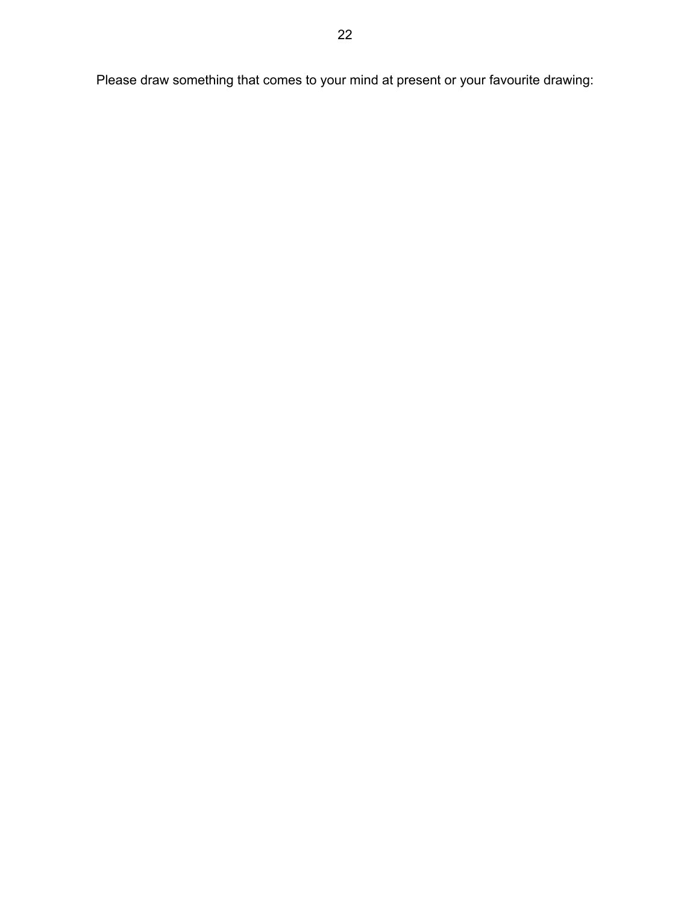Please draw something that comes to your mind at present or your favourite drawing: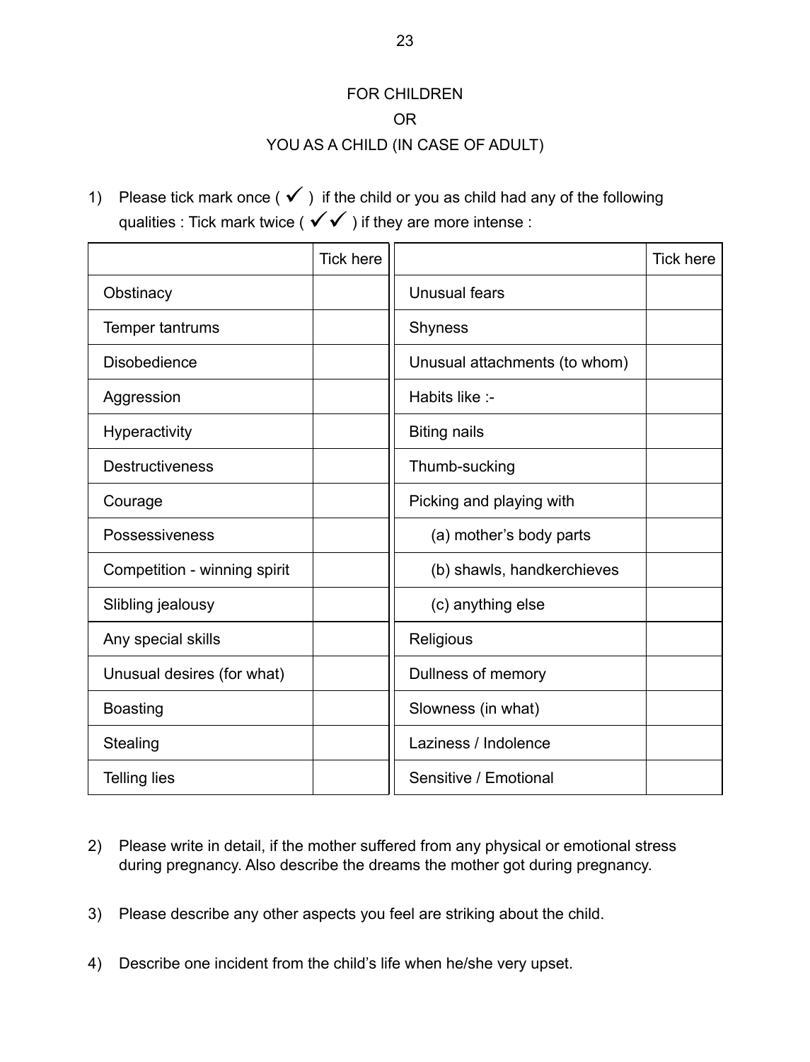FOR CHILDREN

OR

YOU AS A CHILD (IN CASE OF ADULT)

1) Please tick mark once ( ✓ ) if the child or you as child had any of the following qualities : Tick mark twice ( ✓✓ ) if they are more intense :

| | Tick here | | Tick here |
|---|---|---|---|
| Obstinacy | | Unusual fears | |
| Temper tantrums | | Shyness | |
| Disobedience | | Unusual attachments (to whom) | |
| Aggression | | Habits like :- | |
| Hyperactivity | | Biting nails | |
| Destructiveness | | Thumb-sucking | |
| Courage | | Picking and playing with | |
| Possessiveness | | (a) mother's body parts | |
| Competition - winning spirit | | (b) shawls, handkerchieves | |
| Slibling jealousy | | (c) anything else | |
| Any special skills | | Religious | |
| Unusual desires (for what) | | Dullness of memory | |
| Boasting | | Slowness (in what) | |
| Stealing | | Laziness / Indolence | |
| Telling lies | | Sensitive / Emotional | |

2) Please write in detail, if the mother suffered from any physical or emotional stress during pregnancy. Also describe the dreams the mother got during pregnancy.

3) Please describe any other aspects you feel are striking about the child.

4) Describe one incident from the child's life when he/she very upset.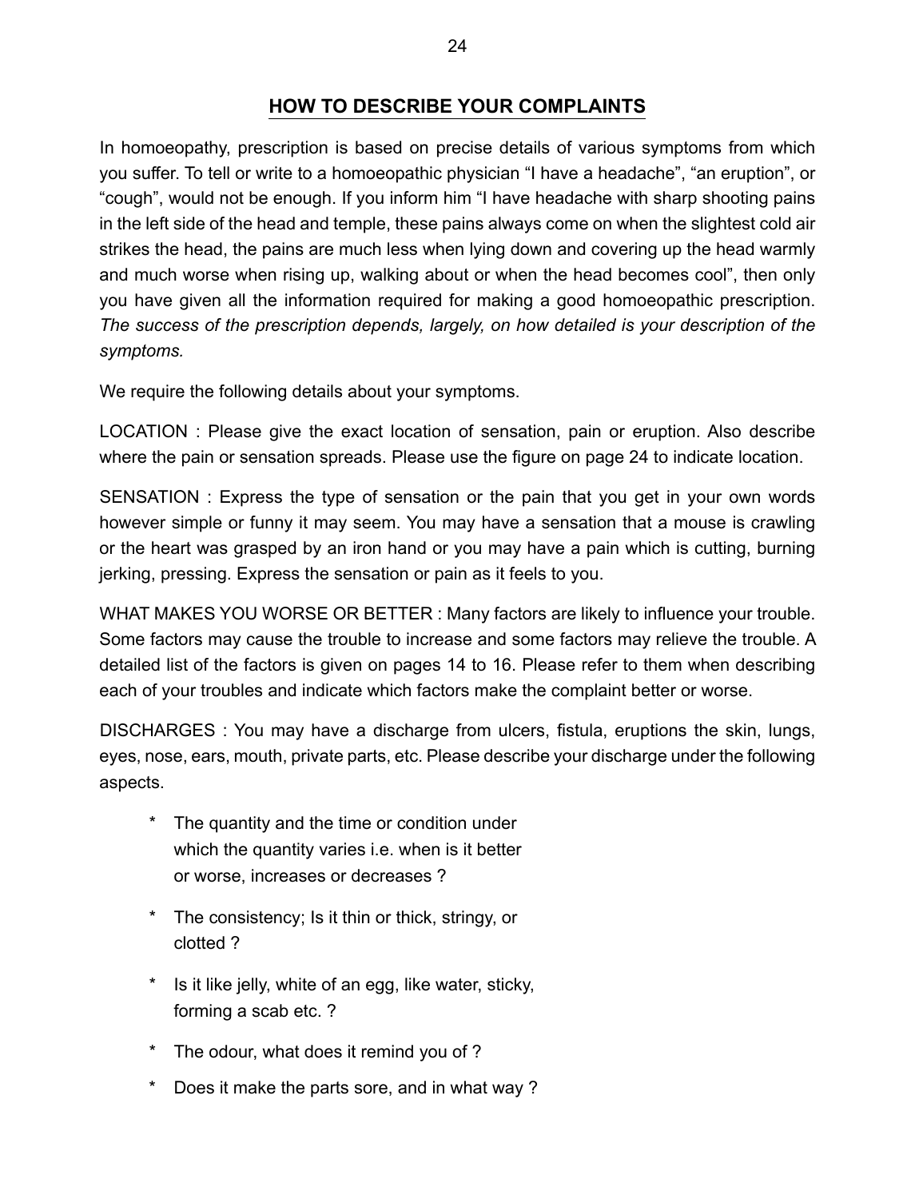## HOW TO DESCRIBE YOUR COMPLAINTS

In homoeopathy, prescription is based on precise details of various symptoms from which you suffer. To tell or write to a homoeopathic physician "I have a headache", "an eruption", or "cough", would not be enough. If you inform him "I have headache with sharp shooting pains in the left side of the head and temple, these pains always come on when the slightest cold air strikes the head, the pains are much less when lying down and covering up the head warmly and much worse when rising up, walking about or when the head becomes cool", then only you have given all the information required for making a good homoeopathic prescription. *The success of the prescription depends, largely, on how detailed is your description of the symptoms.*

We require the following details about your symptoms.

LOCATION : Please give the exact location of sensation, pain or eruption. Also describe where the pain or sensation spreads. Please use the figure on page 24 to indicate location.

SENSATION : Express the type of sensation or the pain that you get in your own words however simple or funny it may seem. You may have a sensation that a mouse is crawling or the heart was grasped by an iron hand or you may have a pain which is cutting, burning jerking, pressing. Express the sensation or pain as it feels to you.

WHAT MAKES YOU WORSE OR BETTER : Many factors are likely to influence your trouble. Some factors may cause the trouble to increase and some factors may relieve the trouble. A detailed list of the factors is given on pages 14 to 16. Please refer to them when describing each of your troubles and indicate which factors make the complaint better or worse.

DISCHARGES : You may have a discharge from ulcers, fistula, eruptions the skin, lungs, eyes, nose, ears, mouth, private parts, etc. Please describe your discharge under the following aspects.

* The quantity and the time or condition under which the quantity varies i.e. when is it better or worse, increases or decreases ?
* The consistency; Is it thin or thick, stringy, or clotted ?
* Is it like jelly, white of an egg, like water, sticky, forming a scab etc. ?
* The odour, what does it remind you of ?
* Does it make the parts sore, and in what way ?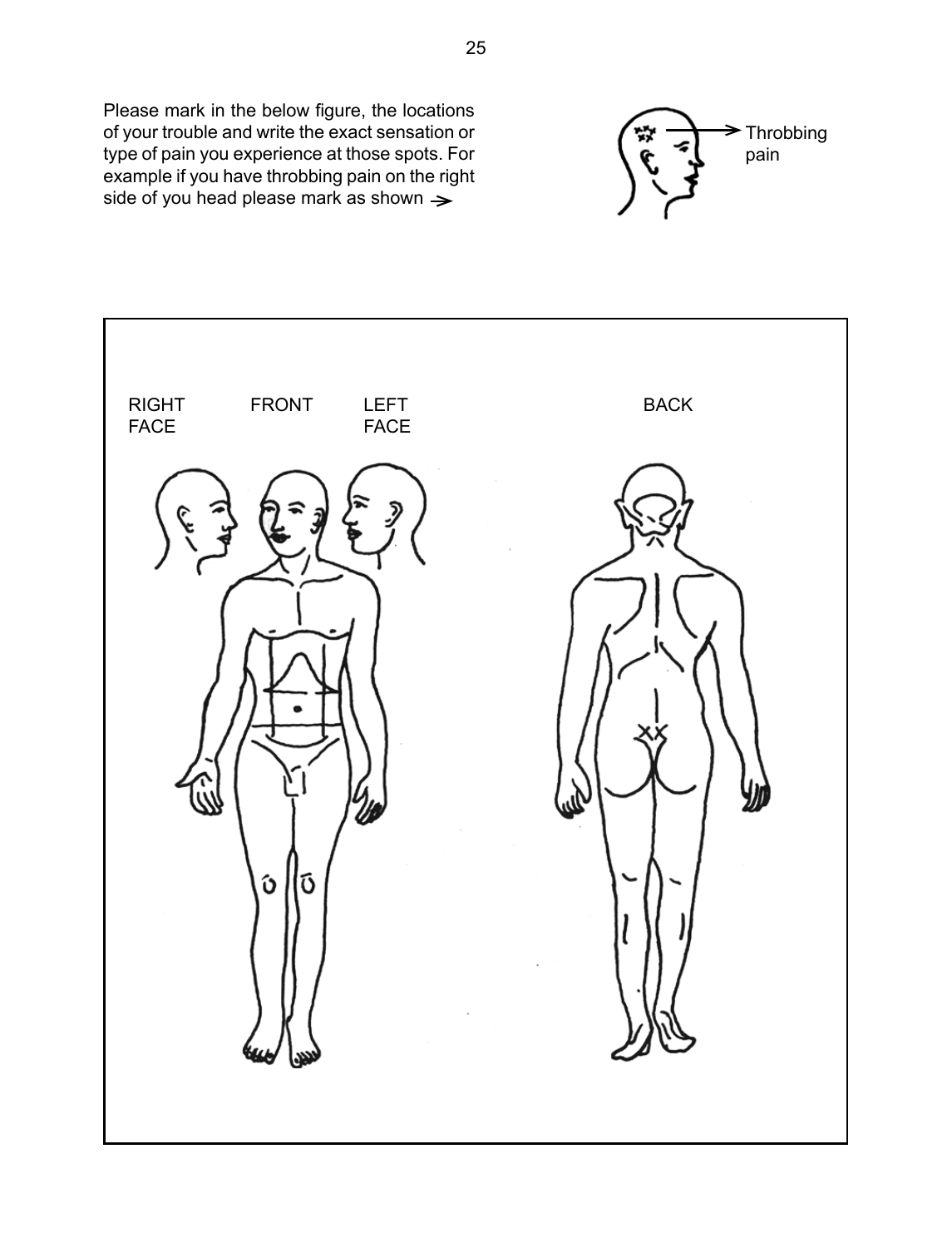Please mark in the below figure, the locations of your trouble and write the exact sensation or type of pain you experience at those spots. For example if you have throbbing pain on the right side of you head please mark as shown →

Throbbing pain

RIGHT FACE

FRONT

LEFT FACE

BACK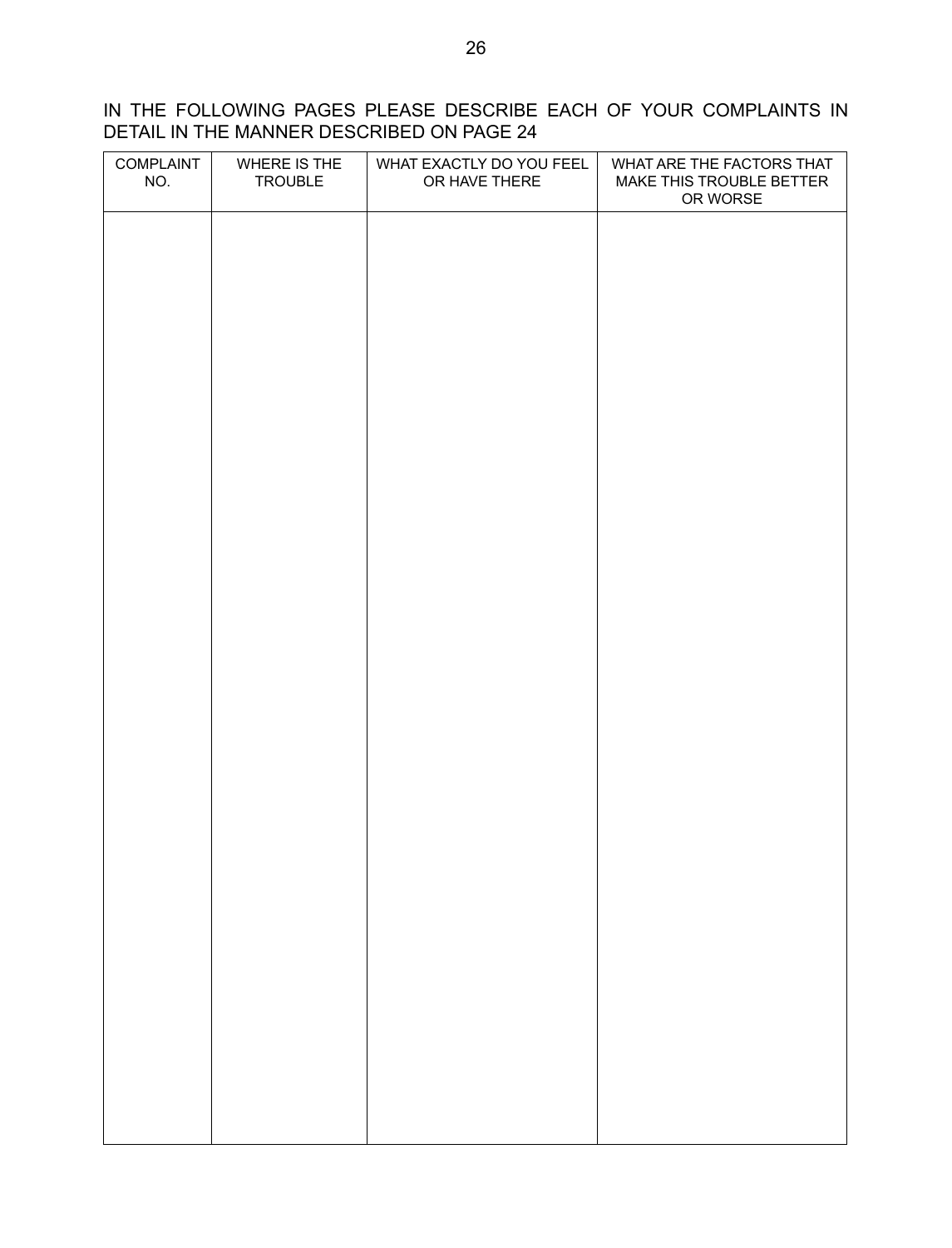IN THE FOLLOWING PAGES PLEASE DESCRIBE EACH OF YOUR COMPLAINTS IN DETAIL IN THE MANNER DESCRIBED ON PAGE 24

| COMPLAINT NO. | WHERE IS THE TROUBLE | WHAT EXACTLY DO YOU FEEL OR HAVE THERE | WHAT ARE THE FACTORS THAT MAKE THIS TROUBLE BETTER OR WORSE |
|---|---|---|---|
| | | | |